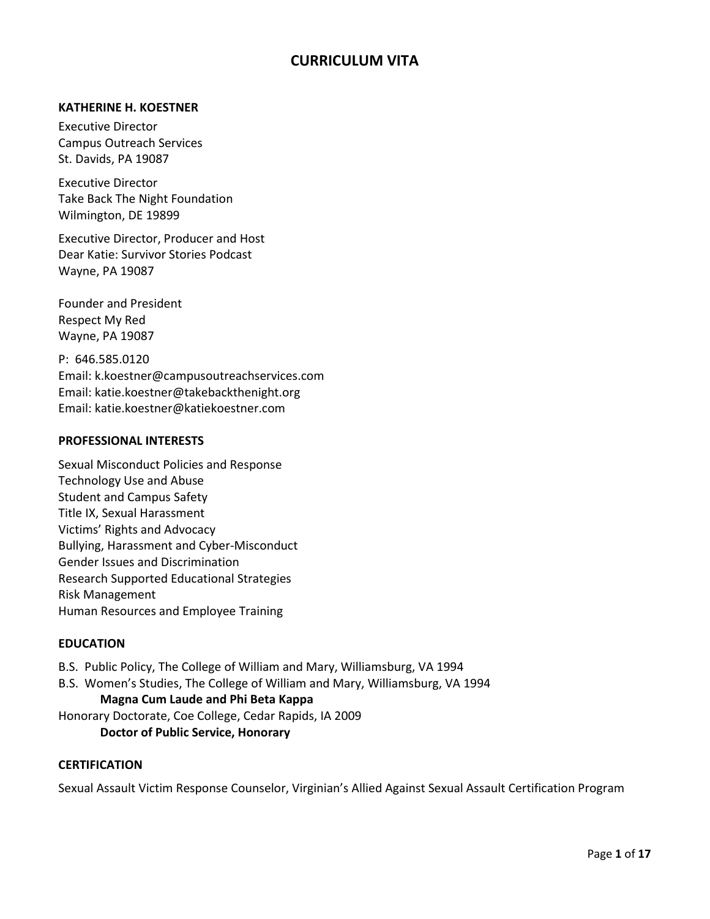# CURRICULUM VITA

**KATHERINE H. KOESTNER**

Executive Director
Campus Outreach Services
St. Davids, PA 19087

Executive Director
Take Back The Night Foundation
Wilmington, DE 19899

Executive Director, Producer and Host
Dear Katie: Survivor Stories Podcast
Wayne, PA 19087

Founder and President
Respect My Red
Wayne, PA 19087

P: 646.585.0120
Email: k.koestner@campusoutreachservices.com
Email: katie.koestner@takebackthenight.org
Email: katie.koestner@katiekoestner.com

## PROFESSIONAL INTERESTS

Sexual Misconduct Policies and Response
Technology Use and Abuse
Student and Campus Safety
Title IX, Sexual Harassment
Victims' Rights and Advocacy
Bullying, Harassment and Cyber-Misconduct
Gender Issues and Discrimination
Research Supported Educational Strategies
Risk Management
Human Resources and Employee Training

## EDUCATION

B.S. Public Policy, The College of William and Mary, Williamsburg, VA 1994
B.S. Women's Studies, The College of William and Mary, Williamsburg, VA 1994
**Magna Cum Laude and Phi Beta Kappa**
Honorary Doctorate, Coe College, Cedar Rapids, IA 2009
**Doctor of Public Service, Honorary**

## CERTIFICATION

Sexual Assault Victim Response Counselor, Virginian's Allied Against Sexual Assault Certification Program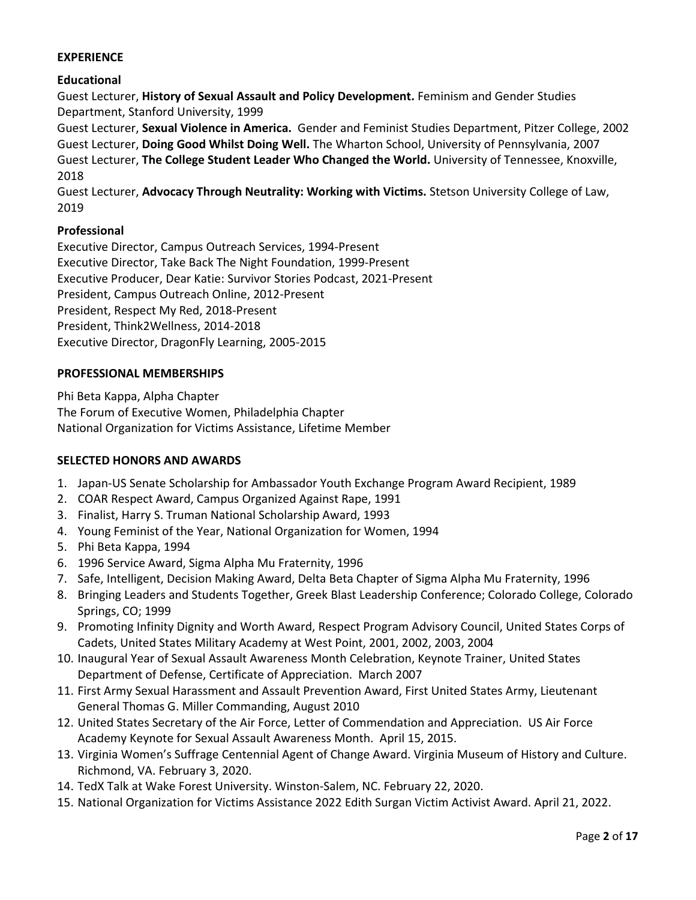## EXPERIENCE

### Educational

Guest Lecturer, **History of Sexual Assault and Policy Development.** Feminism and Gender Studies Department, Stanford University, 1999
Guest Lecturer, **Sexual Violence in America.** Gender and Feminist Studies Department, Pitzer College, 2002
Guest Lecturer, **Doing Good Whilst Doing Well.** The Wharton School, University of Pennsylvania, 2007
Guest Lecturer, **The College Student Leader Who Changed the World.** University of Tennessee, Knoxville, 2018
Guest Lecturer, **Advocacy Through Neutrality: Working with Victims.** Stetson University College of Law, 2019

### Professional

Executive Director, Campus Outreach Services, 1994-Present
Executive Director, Take Back The Night Foundation, 1999-Present
Executive Producer, Dear Katie: Survivor Stories Podcast, 2021-Present
President, Campus Outreach Online, 2012-Present
President, Respect My Red, 2018-Present
President, Think2Wellness, 2014-2018
Executive Director, DragonFly Learning, 2005-2015

## PROFESSIONAL MEMBERSHIPS

Phi Beta Kappa, Alpha Chapter
The Forum of Executive Women, Philadelphia Chapter
National Organization for Victims Assistance, Lifetime Member

## SELECTED HONORS AND AWARDS

1. Japan-US Senate Scholarship for Ambassador Youth Exchange Program Award Recipient, 1989
2. COAR Respect Award, Campus Organized Against Rape, 1991
3. Finalist, Harry S. Truman National Scholarship Award, 1993
4. Young Feminist of the Year, National Organization for Women, 1994
5. Phi Beta Kappa, 1994
6. 1996 Service Award, Sigma Alpha Mu Fraternity, 1996
7. Safe, Intelligent, Decision Making Award, Delta Beta Chapter of Sigma Alpha Mu Fraternity, 1996
8. Bringing Leaders and Students Together, Greek Blast Leadership Conference; Colorado College, Colorado Springs, CO; 1999
9. Promoting Infinity Dignity and Worth Award, Respect Program Advisory Council, United States Corps of Cadets, United States Military Academy at West Point, 2001, 2002, 2003, 2004
10. Inaugural Year of Sexual Assault Awareness Month Celebration, Keynote Trainer, United States Department of Defense, Certificate of Appreciation. March 2007
11. First Army Sexual Harassment and Assault Prevention Award, First United States Army, Lieutenant General Thomas G. Miller Commanding, August 2010
12. United States Secretary of the Air Force, Letter of Commendation and Appreciation. US Air Force Academy Keynote for Sexual Assault Awareness Month. April 15, 2015.
13. Virginia Women's Suffrage Centennial Agent of Change Award. Virginia Museum of History and Culture. Richmond, VA. February 3, 2020.
14. TedX Talk at Wake Forest University. Winston-Salem, NC. February 22, 2020.
15. National Organization for Victims Assistance 2022 Edith Surgan Victim Activist Award. April 21, 2022.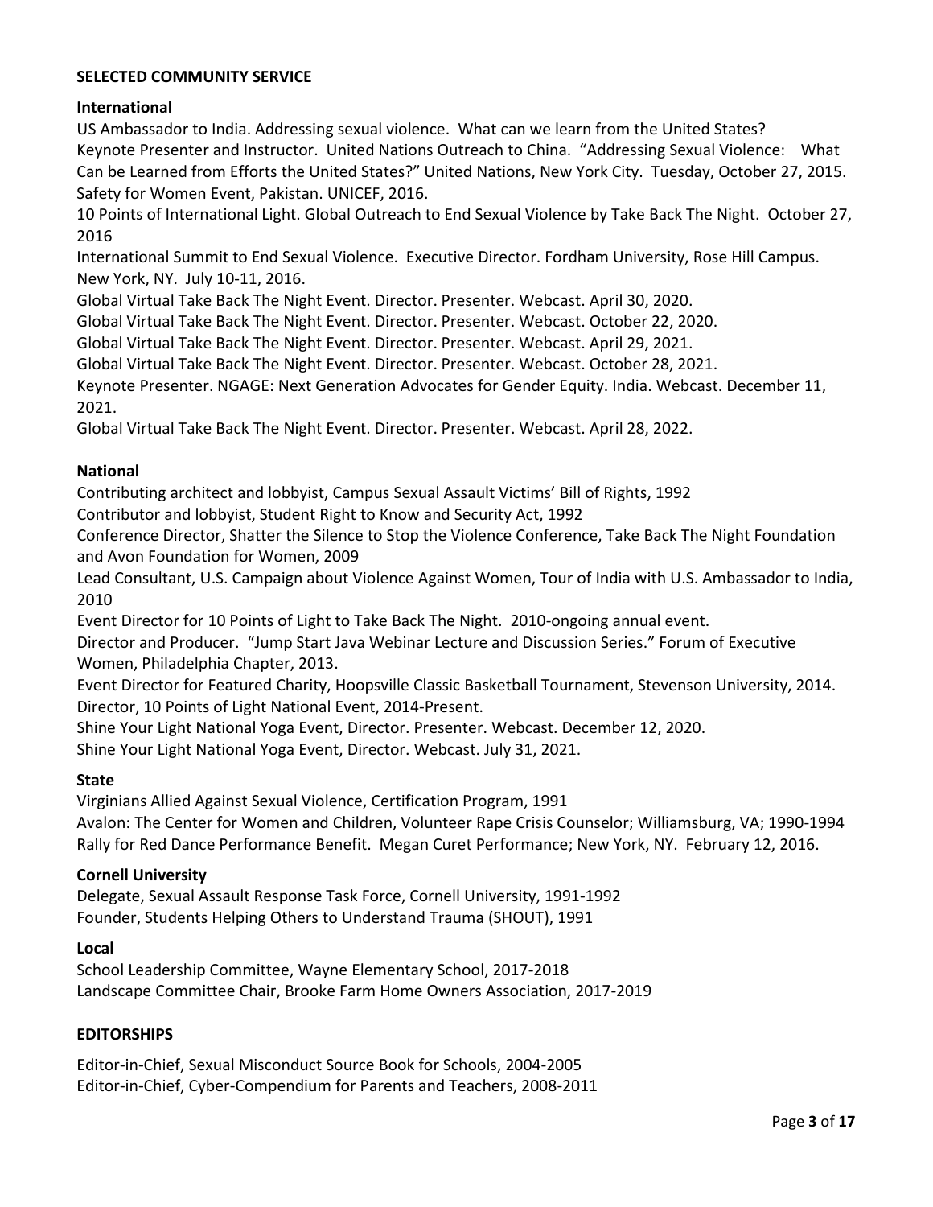## SELECTED COMMUNITY SERVICE

### International

US Ambassador to India. Addressing sexual violence. What can we learn from the United States?
Keynote Presenter and Instructor. United Nations Outreach to China. "Addressing Sexual Violence: What Can be Learned from Efforts the United States?" United Nations, New York City. Tuesday, October 27, 2015.
Safety for Women Event, Pakistan. UNICEF, 2016.
10 Points of International Light. Global Outreach to End Sexual Violence by Take Back The Night. October 27, 2016
International Summit to End Sexual Violence. Executive Director. Fordham University, Rose Hill Campus. New York, NY. July 10-11, 2016.
Global Virtual Take Back The Night Event. Director. Presenter. Webcast. April 30, 2020.
Global Virtual Take Back The Night Event. Director. Presenter. Webcast. October 22, 2020.
Global Virtual Take Back The Night Event. Director. Presenter. Webcast. April 29, 2021.
Global Virtual Take Back The Night Event. Director. Presenter. Webcast. October 28, 2021.
Keynote Presenter. NGAGE: Next Generation Advocates for Gender Equity. India. Webcast. December 11, 2021.
Global Virtual Take Back The Night Event. Director. Presenter. Webcast. April 28, 2022.

### National

Contributing architect and lobbyist, Campus Sexual Assault Victims' Bill of Rights, 1992
Contributor and lobbyist, Student Right to Know and Security Act, 1992
Conference Director, Shatter the Silence to Stop the Violence Conference, Take Back The Night Foundation and Avon Foundation for Women, 2009
Lead Consultant, U.S. Campaign about Violence Against Women, Tour of India with U.S. Ambassador to India, 2010
Event Director for 10 Points of Light to Take Back The Night. 2010-ongoing annual event.
Director and Producer. "Jump Start Java Webinar Lecture and Discussion Series." Forum of Executive Women, Philadelphia Chapter, 2013.
Event Director for Featured Charity, Hoopsville Classic Basketball Tournament, Stevenson University, 2014.
Director, 10 Points of Light National Event, 2014-Present.
Shine Your Light National Yoga Event, Director. Presenter. Webcast. December 12, 2020.
Shine Your Light National Yoga Event, Director. Webcast. July 31, 2021.

### State

Virginians Allied Against Sexual Violence, Certification Program, 1991
Avalon: The Center for Women and Children, Volunteer Rape Crisis Counselor; Williamsburg, VA; 1990-1994
Rally for Red Dance Performance Benefit. Megan Curet Performance; New York, NY. February 12, 2016.

### Cornell University

Delegate, Sexual Assault Response Task Force, Cornell University, 1991-1992
Founder, Students Helping Others to Understand Trauma (SHOUT), 1991

### Local

School Leadership Committee, Wayne Elementary School, 2017-2018
Landscape Committee Chair, Brooke Farm Home Owners Association, 2017-2019

## EDITORSHIPS

Editor-in-Chief, Sexual Misconduct Source Book for Schools, 2004-2005
Editor-in-Chief, Cyber-Compendium for Parents and Teachers, 2008-2011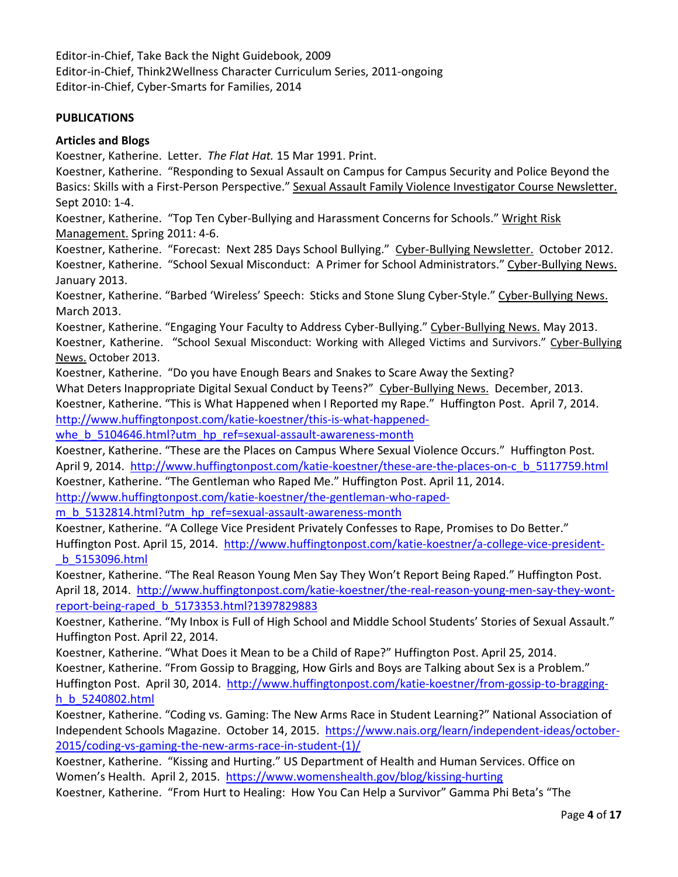Editor-in-Chief, Take Back the Night Guidebook, 2009
Editor-in-Chief, Think2Wellness Character Curriculum Series, 2011-ongoing
Editor-in-Chief, Cyber-Smarts for Families, 2014

**PUBLICATIONS**

**Articles and Blogs**

Koestner, Katherine. Letter. *The Flat Hat.* 15 Mar 1991. Print.

Koestner, Katherine. "Responding to Sexual Assault on Campus for Campus Security and Police Beyond the Basics: Skills with a First-Person Perspective." Sexual Assault Family Violence Investigator Course Newsletter. Sept 2010: 1-4.

Koestner, Katherine. "Top Ten Cyber-Bullying and Harassment Concerns for Schools." Wright Risk Management. Spring 2011: 4-6.

Koestner, Katherine. "Forecast: Next 285 Days School Bullying." Cyber-Bullying Newsletter. October 2012.

Koestner, Katherine. "School Sexual Misconduct: A Primer for School Administrators." Cyber-Bullying News. January 2013.

Koestner, Katherine. "Barbed 'Wireless' Speech: Sticks and Stone Slung Cyber-Style." Cyber-Bullying News. March 2013.

Koestner, Katherine. "Engaging Your Faculty to Address Cyber-Bullying." Cyber-Bullying News. May 2013.

Koestner, Katherine. "School Sexual Misconduct: Working with Alleged Victims and Survivors." Cyber-Bullying News. October 2013.

Koestner, Katherine. "Do you have Enough Bears and Snakes to Scare Away the Sexting? What Deters Inappropriate Digital Sexual Conduct by Teens?" Cyber-Bullying News. December, 2013.

Koestner, Katherine. "This is What Happened when I Reported my Rape." Huffington Post. April 7, 2014. http://www.huffingtonpost.com/katie-koestner/this-is-what-happened-whe_b_5104646.html?utm_hp_ref=sexual-assault-awareness-month

Koestner, Katherine. "These are the Places on Campus Where Sexual Violence Occurs." Huffington Post. April 9, 2014. http://www.huffingtonpost.com/katie-koestner/these-are-the-places-on-c_b_5117759.html

Koestner, Katherine. "The Gentleman who Raped Me." Huffington Post. April 11, 2014. http://www.huffingtonpost.com/katie-koestner/the-gentleman-who-raped-m_b_5132814.html?utm_hp_ref=sexual-assault-awareness-month

Koestner, Katherine. "A College Vice President Privately Confesses to Rape, Promises to Do Better." Huffington Post. April 15, 2014. http://www.huffingtonpost.com/katie-koestner/a-college-vice-president-_b_5153096.html

Koestner, Katherine. "The Real Reason Young Men Say They Won't Report Being Raped." Huffington Post. April 18, 2014. http://www.huffingtonpost.com/katie-koestner/the-real-reason-young-men-say-they-wont-report-being-raped_b_5173353.html?1397829883

Koestner, Katherine. "My Inbox is Full of High School and Middle School Students' Stories of Sexual Assault." Huffington Post. April 22, 2014.

Koestner, Katherine. "What Does it Mean to be a Child of Rape?" Huffington Post. April 25, 2014.

Koestner, Katherine. "From Gossip to Bragging, How Girls and Boys are Talking about Sex is a Problem." Huffington Post. April 30, 2014. http://www.huffingtonpost.com/katie-koestner/from-gossip-to-bragging-h_b_5240802.html

Koestner, Katherine. "Coding vs. Gaming: The New Arms Race in Student Learning?" National Association of Independent Schools Magazine. October 14, 2015. https://www.nais.org/learn/independent-ideas/october-2015/coding-vs-gaming-the-new-arms-race-in-student-(1)/

Koestner, Katherine. "Kissing and Hurting." US Department of Health and Human Services. Office on Women's Health. April 2, 2015. https://www.womenshealth.gov/blog/kissing-hurting

Koestner, Katherine. "From Hurt to Healing: How You Can Help a Survivor" Gamma Phi Beta's "The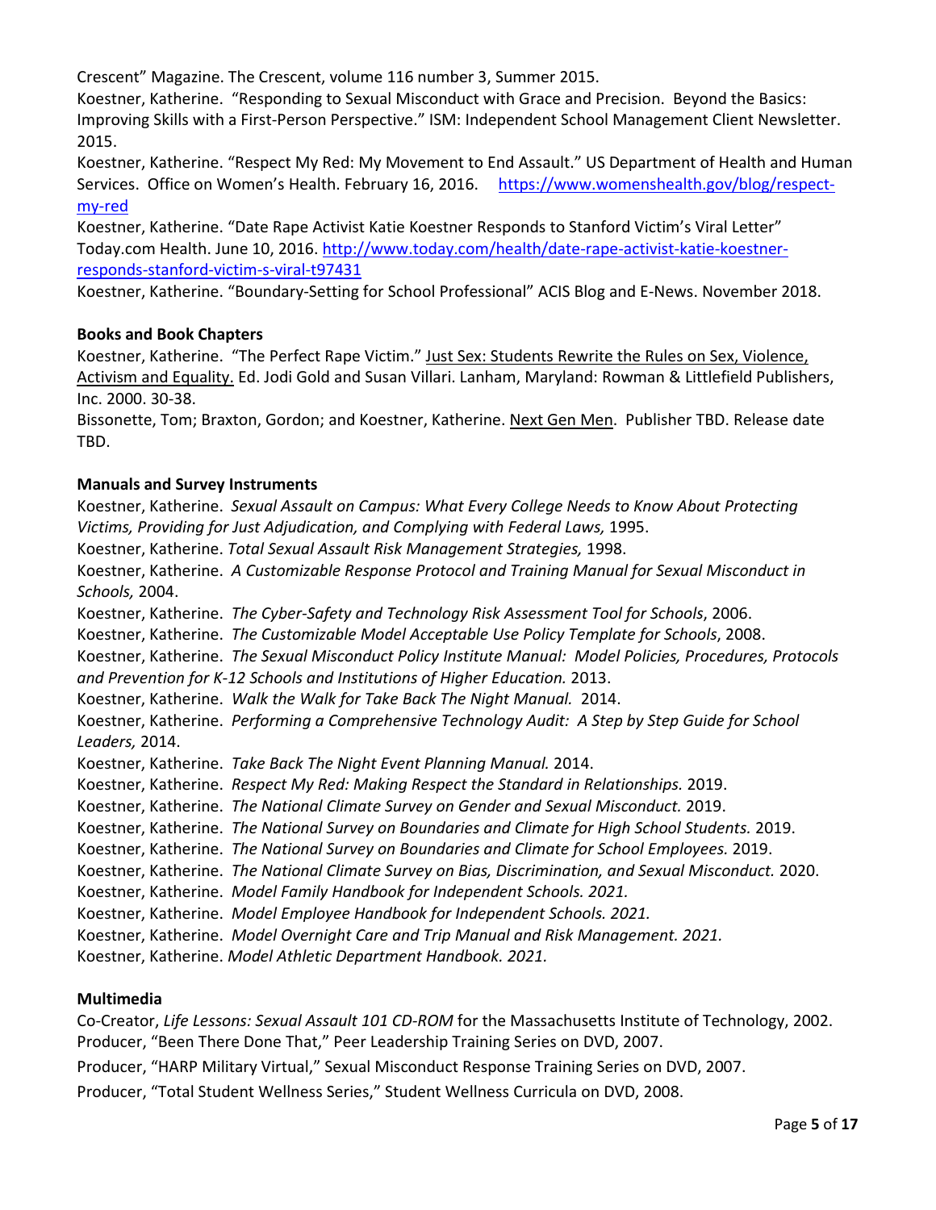Crescent" Magazine. The Crescent, volume 116 number 3, Summer 2015.

Koestner, Katherine. "Responding to Sexual Misconduct with Grace and Precision. Beyond the Basics: Improving Skills with a First-Person Perspective." ISM: Independent School Management Client Newsletter. 2015.

Koestner, Katherine. "Respect My Red: My Movement to End Assault." US Department of Health and Human Services. Office on Women's Health. February 16, 2016. https://www.womenshealth.gov/blog/respect-my-red

Koestner, Katherine. "Date Rape Activist Katie Koestner Responds to Stanford Victim's Viral Letter" Today.com Health. June 10, 2016. http://www.today.com/health/date-rape-activist-katie-koestner-responds-stanford-victim-s-viral-t97431

Koestner, Katherine. "Boundary-Setting for School Professional" ACIS Blog and E-News. November 2018.

**Books and Book Chapters**

Koestner, Katherine. "The Perfect Rape Victim." Just Sex: Students Rewrite the Rules on Sex, Violence, Activism and Equality. Ed. Jodi Gold and Susan Villari. Lanham, Maryland: Rowman & Littlefield Publishers, Inc. 2000. 30-38.

Bissonette, Tom; Braxton, Gordon; and Koestner, Katherine. Next Gen Men. Publisher TBD. Release date TBD.

**Manuals and Survey Instruments**

Koestner, Katherine. *Sexual Assault on Campus: What Every College Needs to Know About Protecting Victims, Providing for Just Adjudication, and Complying with Federal Laws,* 1995.

Koestner, Katherine. *Total Sexual Assault Risk Management Strategies,* 1998.

Koestner, Katherine. *A Customizable Response Protocol and Training Manual for Sexual Misconduct in Schools,* 2004.

Koestner, Katherine. *The Cyber-Safety and Technology Risk Assessment Tool for Schools*, 2006.

Koestner, Katherine. *The Customizable Model Acceptable Use Policy Template for Schools*, 2008.

Koestner, Katherine. *The Sexual Misconduct Policy Institute Manual: Model Policies, Procedures, Protocols and Prevention for K-12 Schools and Institutions of Higher Education.* 2013.

Koestner, Katherine. *Walk the Walk for Take Back The Night Manual.* 2014.

Koestner, Katherine. *Performing a Comprehensive Technology Audit: A Step by Step Guide for School Leaders,* 2014.

Koestner, Katherine. *Take Back The Night Event Planning Manual.* 2014.

Koestner, Katherine. *Respect My Red: Making Respect the Standard in Relationships.* 2019.

Koestner, Katherine. *The National Climate Survey on Gender and Sexual Misconduct.* 2019.

Koestner, Katherine. *The National Survey on Boundaries and Climate for High School Students.* 2019.

Koestner, Katherine. *The National Survey on Boundaries and Climate for School Employees.* 2019.

Koestner, Katherine. *The National Climate Survey on Bias, Discrimination, and Sexual Misconduct.* 2020.

Koestner, Katherine. *Model Family Handbook for Independent Schools. 2021.*

Koestner, Katherine. *Model Employee Handbook for Independent Schools. 2021.*

Koestner, Katherine. *Model Overnight Care and Trip Manual and Risk Management. 2021.*

Koestner, Katherine. *Model Athletic Department Handbook. 2021.*

**Multimedia**

Co-Creator, *Life Lessons: Sexual Assault 101 CD-ROM* for the Massachusetts Institute of Technology, 2002.

Producer, "Been There Done That," Peer Leadership Training Series on DVD, 2007.

Producer, "HARP Military Virtual," Sexual Misconduct Response Training Series on DVD, 2007.

Producer, "Total Student Wellness Series," Student Wellness Curricula on DVD, 2008.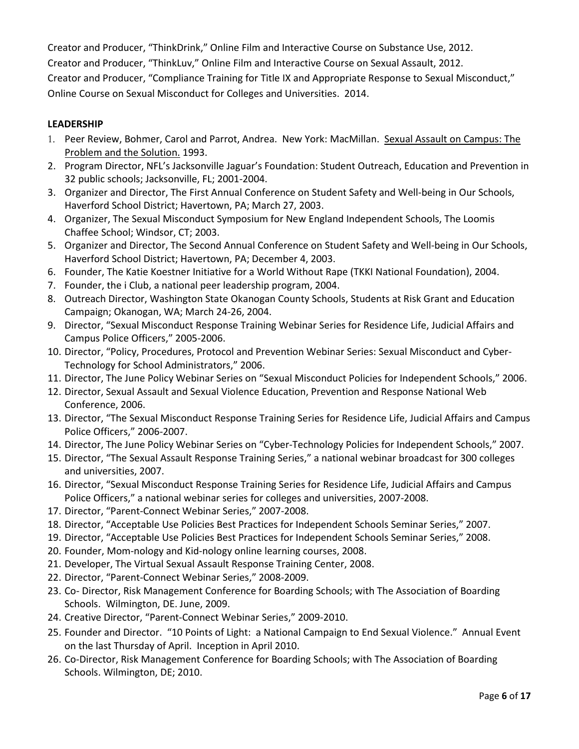Creator and Producer, "ThinkDrink," Online Film and Interactive Course on Substance Use, 2012.

Creator and Producer, "ThinkLuv," Online Film and Interactive Course on Sexual Assault, 2012.

Creator and Producer, "Compliance Training for Title IX and Appropriate Response to Sexual Misconduct," Online Course on Sexual Misconduct for Colleges and Universities. 2014.

**LEADERSHIP**

1. Peer Review, Bohmer, Carol and Parrot, Andrea. New York: MacMillan. <u>Sexual Assault on Campus: The Problem and the Solution.</u> 1993.
2. Program Director, NFL's Jacksonville Jaguar's Foundation: Student Outreach, Education and Prevention in 32 public schools; Jacksonville, FL; 2001-2004.
3. Organizer and Director, The First Annual Conference on Student Safety and Well-being in Our Schools, Haverford School District; Havertown, PA; March 27, 2003.
4. Organizer, The Sexual Misconduct Symposium for New England Independent Schools, The Loomis Chaffee School; Windsor, CT; 2003.
5. Organizer and Director, The Second Annual Conference on Student Safety and Well-being in Our Schools, Haverford School District; Havertown, PA; December 4, 2003.
6. Founder, The Katie Koestner Initiative for a World Without Rape (TKKI National Foundation), 2004.
7. Founder, the i Club, a national peer leadership program, 2004.
8. Outreach Director, Washington State Okanogan County Schools, Students at Risk Grant and Education Campaign; Okanogan, WA; March 24-26, 2004.
9. Director, "Sexual Misconduct Response Training Webinar Series for Residence Life, Judicial Affairs and Campus Police Officers," 2005-2006.
10. Director, "Policy, Procedures, Protocol and Prevention Webinar Series: Sexual Misconduct and Cyber-Technology for School Administrators," 2006.
11. Director, The June Policy Webinar Series on "Sexual Misconduct Policies for Independent Schools," 2006.
12. Director, Sexual Assault and Sexual Violence Education, Prevention and Response National Web Conference, 2006.
13. Director, "The Sexual Misconduct Response Training Series for Residence Life, Judicial Affairs and Campus Police Officers," 2006-2007.
14. Director, The June Policy Webinar Series on "Cyber-Technology Policies for Independent Schools," 2007.
15. Director, "The Sexual Assault Response Training Series," a national webinar broadcast for 300 colleges and universities, 2007.
16. Director, "Sexual Misconduct Response Training Series for Residence Life, Judicial Affairs and Campus Police Officers," a national webinar series for colleges and universities, 2007-2008.
17. Director, "Parent-Connect Webinar Series," 2007-2008.
18. Director, "Acceptable Use Policies Best Practices for Independent Schools Seminar Series," 2007.
19. Director, "Acceptable Use Policies Best Practices for Independent Schools Seminar Series," 2008.
20. Founder, Mom-nology and Kid-nology online learning courses, 2008.
21. Developer, The Virtual Sexual Assault Response Training Center, 2008.
22. Director, "Parent-Connect Webinar Series," 2008-2009.
23. Co- Director, Risk Management Conference for Boarding Schools; with The Association of Boarding Schools. Wilmington, DE. June, 2009.
24. Creative Director, "Parent-Connect Webinar Series," 2009-2010.
25. Founder and Director. "10 Points of Light: a National Campaign to End Sexual Violence." Annual Event on the last Thursday of April. Inception in April 2010.
26. Co-Director, Risk Management Conference for Boarding Schools; with The Association of Boarding Schools. Wilmington, DE; 2010.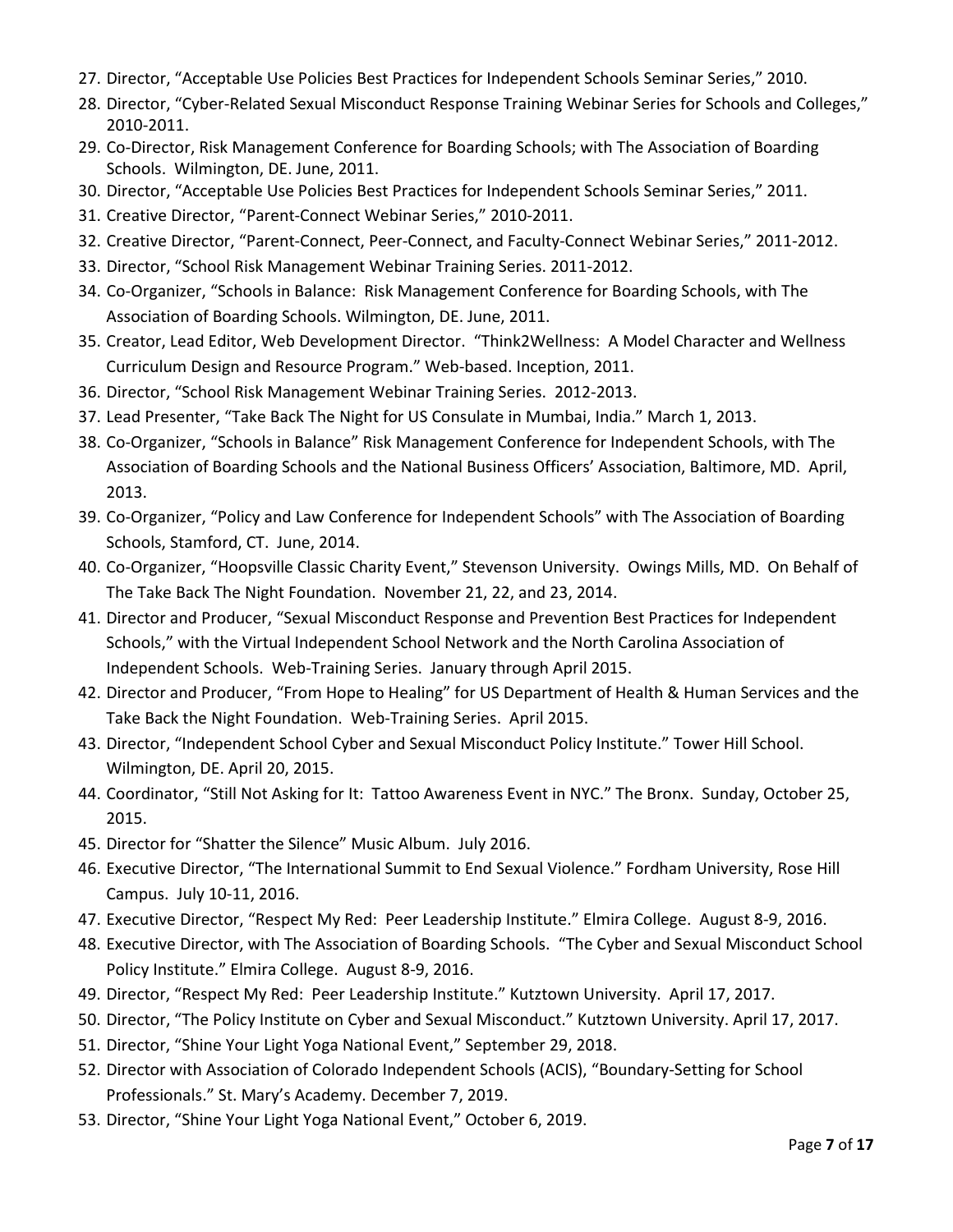27. Director, "Acceptable Use Policies Best Practices for Independent Schools Seminar Series," 2010.
28. Director, "Cyber-Related Sexual Misconduct Response Training Webinar Series for Schools and Colleges," 2010-2011.
29. Co-Director, Risk Management Conference for Boarding Schools; with The Association of Boarding Schools. Wilmington, DE. June, 2011.
30. Director, "Acceptable Use Policies Best Practices for Independent Schools Seminar Series," 2011.
31. Creative Director, "Parent-Connect Webinar Series," 2010-2011.
32. Creative Director, "Parent-Connect, Peer-Connect, and Faculty-Connect Webinar Series," 2011-2012.
33. Director, "School Risk Management Webinar Training Series. 2011-2012.
34. Co-Organizer, "Schools in Balance: Risk Management Conference for Boarding Schools, with The Association of Boarding Schools. Wilmington, DE. June, 2011.
35. Creator, Lead Editor, Web Development Director. "Think2Wellness: A Model Character and Wellness Curriculum Design and Resource Program." Web-based. Inception, 2011.
36. Director, "School Risk Management Webinar Training Series. 2012-2013.
37. Lead Presenter, "Take Back The Night for US Consulate in Mumbai, India." March 1, 2013.
38. Co-Organizer, "Schools in Balance" Risk Management Conference for Independent Schools, with The Association of Boarding Schools and the National Business Officers' Association, Baltimore, MD. April, 2013.
39. Co-Organizer, "Policy and Law Conference for Independent Schools" with The Association of Boarding Schools, Stamford, CT. June, 2014.
40. Co-Organizer, "Hoopsville Classic Charity Event," Stevenson University. Owings Mills, MD. On Behalf of The Take Back The Night Foundation. November 21, 22, and 23, 2014.
41. Director and Producer, "Sexual Misconduct Response and Prevention Best Practices for Independent Schools," with the Virtual Independent School Network and the North Carolina Association of Independent Schools. Web-Training Series. January through April 2015.
42. Director and Producer, "From Hope to Healing" for US Department of Health & Human Services and the Take Back the Night Foundation. Web-Training Series. April 2015.
43. Director, "Independent School Cyber and Sexual Misconduct Policy Institute." Tower Hill School. Wilmington, DE. April 20, 2015.
44. Coordinator, "Still Not Asking for It: Tattoo Awareness Event in NYC." The Bronx. Sunday, October 25, 2015.
45. Director for "Shatter the Silence" Music Album. July 2016.
46. Executive Director, "The International Summit to End Sexual Violence." Fordham University, Rose Hill Campus. July 10-11, 2016.
47. Executive Director, "Respect My Red: Peer Leadership Institute." Elmira College. August 8-9, 2016.
48. Executive Director, with The Association of Boarding Schools. "The Cyber and Sexual Misconduct School Policy Institute." Elmira College. August 8-9, 2016.
49. Director, "Respect My Red: Peer Leadership Institute." Kutztown University. April 17, 2017.
50. Director, "The Policy Institute on Cyber and Sexual Misconduct." Kutztown University. April 17, 2017.
51. Director, "Shine Your Light Yoga National Event," September 29, 2018.
52. Director with Association of Colorado Independent Schools (ACIS), "Boundary-Setting for School Professionals." St. Mary's Academy. December 7, 2019.
53. Director, "Shine Your Light Yoga National Event," October 6, 2019.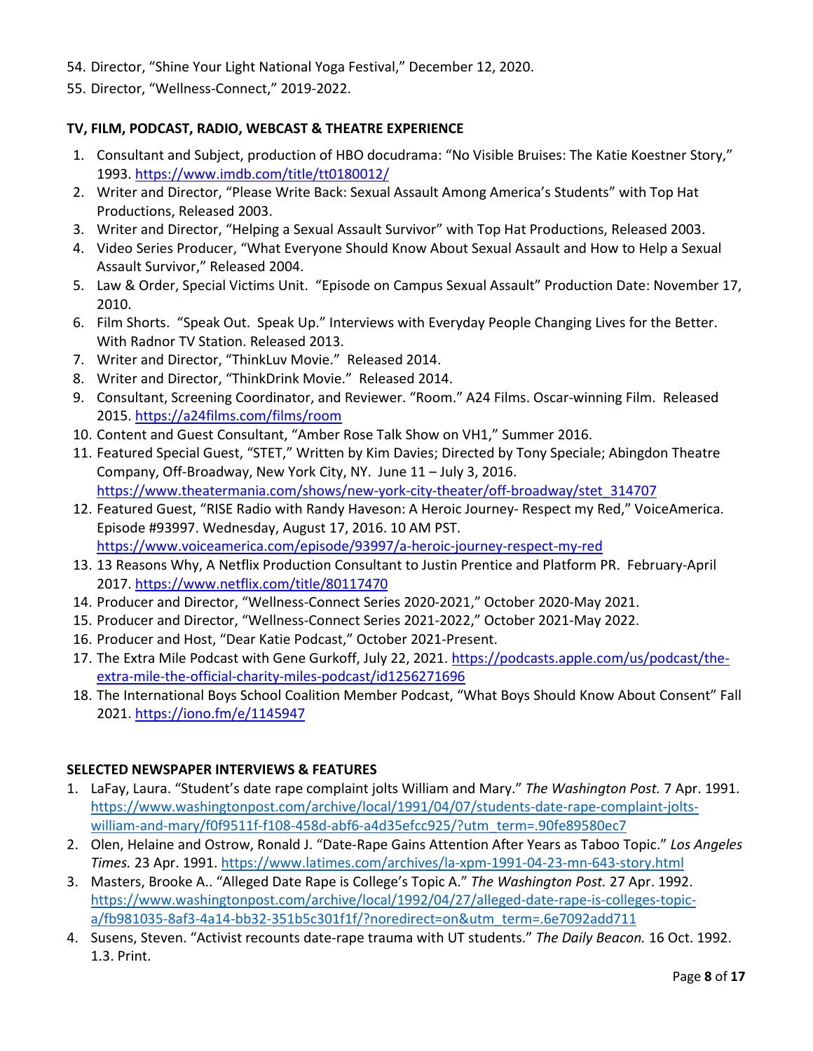54. Director, "Shine Your Light National Yoga Festival," December 12, 2020.
55. Director, "Wellness-Connect," 2019-2022.

## TV, FILM, PODCAST, RADIO, WEBCAST & THEATRE EXPERIENCE

1. Consultant and Subject, production of HBO docudrama: "No Visible Bruises: The Katie Koestner Story," 1993. https://www.imdb.com/title/tt0180012/
2. Writer and Director, "Please Write Back: Sexual Assault Among America's Students" with Top Hat Productions, Released 2003.
3. Writer and Director, "Helping a Sexual Assault Survivor" with Top Hat Productions, Released 2003.
4. Video Series Producer, "What Everyone Should Know About Sexual Assault and How to Help a Sexual Assault Survivor," Released 2004.
5. Law & Order, Special Victims Unit. "Episode on Campus Sexual Assault" Production Date: November 17, 2010.
6. Film Shorts. "Speak Out. Speak Up." Interviews with Everyday People Changing Lives for the Better. With Radnor TV Station. Released 2013.
7. Writer and Director, "ThinkLuv Movie." Released 2014.
8. Writer and Director, "ThinkDrink Movie." Released 2014.
9. Consultant, Screening Coordinator, and Reviewer. "Room." A24 Films. Oscar-winning Film. Released 2015. https://a24films.com/films/room
10. Content and Guest Consultant, "Amber Rose Talk Show on VH1," Summer 2016.
11. Featured Special Guest, "STET," Written by Kim Davies; Directed by Tony Speciale; Abingdon Theatre Company, Off-Broadway, New York City, NY. June 11 – July 3, 2016. https://www.theatermania.com/shows/new-york-city-theater/off-broadway/stet_314707
12. Featured Guest, "RISE Radio with Randy Haveson: A Heroic Journey- Respect my Red," VoiceAmerica. Episode #93997. Wednesday, August 17, 2016. 10 AM PST. https://www.voiceamerica.com/episode/93997/a-heroic-journey-respect-my-red
13. 13 Reasons Why, A Netflix Production Consultant to Justin Prentice and Platform PR. February-April 2017. https://www.netflix.com/title/80117470
14. Producer and Director, "Wellness-Connect Series 2020-2021," October 2020-May 2021.
15. Producer and Director, "Wellness-Connect Series 2021-2022," October 2021-May 2022.
16. Producer and Host, "Dear Katie Podcast," October 2021-Present.
17. The Extra Mile Podcast with Gene Gurkoff, July 22, 2021. https://podcasts.apple.com/us/podcast/the-extra-mile-the-official-charity-miles-podcast/id1256271696
18. The International Boys School Coalition Member Podcast, "What Boys Should Know About Consent" Fall 2021. https://iono.fm/e/1145947

## SELECTED NEWSPAPER INTERVIEWS & FEATURES

1. LaFay, Laura. "Student's date rape complaint jolts William and Mary." *The Washington Post.* 7 Apr. 1991. https://www.washingtonpost.com/archive/local/1991/04/07/students-date-rape-complaint-jolts-william-and-mary/f0f9511f-f108-458d-abf6-a4d35efcc925/?utm_term=.90fe89580ec7
2. Olen, Helaine and Ostrow, Ronald J. "Date-Rape Gains Attention After Years as Taboo Topic." *Los Angeles Times.* 23 Apr. 1991. https://www.latimes.com/archives/la-xpm-1991-04-23-mn-643-story.html
3. Masters, Brooke A.. "Alleged Date Rape is College's Topic A." *The Washington Post.* 27 Apr. 1992. https://www.washingtonpost.com/archive/local/1992/04/27/alleged-date-rape-is-colleges-topic-a/fb981035-8af3-4a14-bb32-351b5c301f1f/?noredirect=on&utm_term=.6e7092add711
4. Susens, Steven. "Activist recounts date-rape trauma with UT students." *The Daily Beacon.* 16 Oct. 1992. 1.3. Print.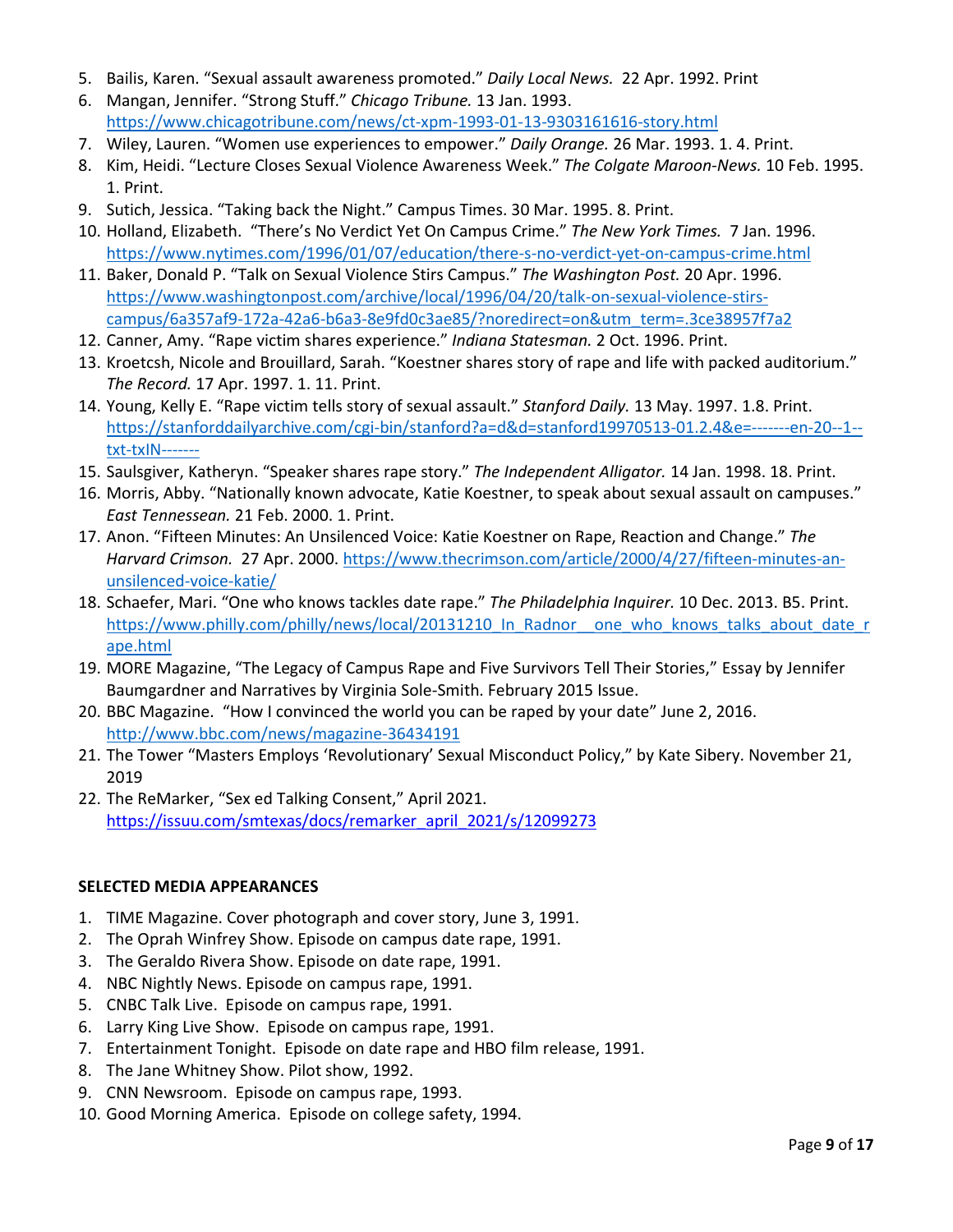5. Bailis, Karen. “Sexual assault awareness promoted.” *Daily Local News.* 22 Apr. 1992. Print
6. Mangan, Jennifer. “Strong Stuff.” *Chicago Tribune.* 13 Jan. 1993. https://www.chicagotribune.com/news/ct-xpm-1993-01-13-9303161616-story.html
7. Wiley, Lauren. “Women use experiences to empower.” *Daily Orange.* 26 Mar. 1993. 1. 4. Print.
8. Kim, Heidi. “Lecture Closes Sexual Violence Awareness Week.” *The Colgate Maroon-News.* 10 Feb. 1995. 1. Print.
9. Sutich, Jessica. “Taking back the Night.” Campus Times. 30 Mar. 1995. 8. Print.
10. Holland, Elizabeth. “There’s No Verdict Yet On Campus Crime.” *The New York Times.* 7 Jan. 1996. https://www.nytimes.com/1996/01/07/education/there-s-no-verdict-yet-on-campus-crime.html
11. Baker, Donald P. “Talk on Sexual Violence Stirs Campus.” *The Washington Post.* 20 Apr. 1996. https://www.washingtonpost.com/archive/local/1996/04/20/talk-on-sexual-violence-stirs-campus/6a357af9-172a-42a6-b6a3-8e9fd0c3ae85/?noredirect=on&utm_term=.3ce38957f7a2
12. Canner, Amy. “Rape victim shares experience.” *Indiana Statesman.* 2 Oct. 1996. Print.
13. Kroetcsh, Nicole and Brouillard, Sarah. “Koestner shares story of rape and life with packed auditorium.” *The Record.* 17 Apr. 1997. 1. 11. Print.
14. Young, Kelly E. “Rape victim tells story of sexual assault.” *Stanford Daily.* 13 May. 1997. 1.8. Print. https://stanforddailyarchive.com/cgi-bin/stanford?a=d&d=stanford19970513-01.2.4&e=-------en-20--1--txt-txIN-------
15. Saulsgiver, Katheryn. “Speaker shares rape story.” *The Independent Alligator.* 14 Jan. 1998. 18. Print.
16. Morris, Abby. “Nationally known advocate, Katie Koestner, to speak about sexual assault on campuses.” *East Tennessean.* 21 Feb. 2000. 1. Print.
17. Anon. “Fifteen Minutes: An Unsilenced Voice: Katie Koestner on Rape, Reaction and Change.” *The Harvard Crimson.* 27 Apr. 2000. https://www.thecrimson.com/article/2000/4/27/fifteen-minutes-an-unsilenced-voice-katie/
18. Schaefer, Mari. “One who knows tackles date rape.” *The Philadelphia Inquirer.* 10 Dec. 2013. B5. Print. https://www.philly.com/philly/news/local/20131210_In_Radnor__one_who_knows_talks_about_date_rape.html
19. MORE Magazine, “The Legacy of Campus Rape and Five Survivors Tell Their Stories,” Essay by Jennifer Baumgardner and Narratives by Virginia Sole-Smith. February 2015 Issue.
20. BBC Magazine. “How I convinced the world you can be raped by your date” June 2, 2016. http://www.bbc.com/news/magazine-36434191
21. The Tower “Masters Employs ‘Revolutionary’ Sexual Misconduct Policy,” by Kate Sibery. November 21, 2019
22. The ReMarker, “Sex ed Talking Consent,” April 2021. https://issuu.com/smtexas/docs/remarker_april_2021/s/12099273

**SELECTED MEDIA APPEARANCES**

1. TIME Magazine. Cover photograph and cover story, June 3, 1991.
2. The Oprah Winfrey Show. Episode on campus date rape, 1991.
3. The Geraldo Rivera Show. Episode on date rape, 1991.
4. NBC Nightly News. Episode on campus rape, 1991.
5. CNBC Talk Live. Episode on campus rape, 1991.
6. Larry King Live Show. Episode on campus rape, 1991.
7. Entertainment Tonight. Episode on date rape and HBO film release, 1991.
8. The Jane Whitney Show. Pilot show, 1992.
9. CNN Newsroom. Episode on campus rape, 1993.
10. Good Morning America. Episode on college safety, 1994.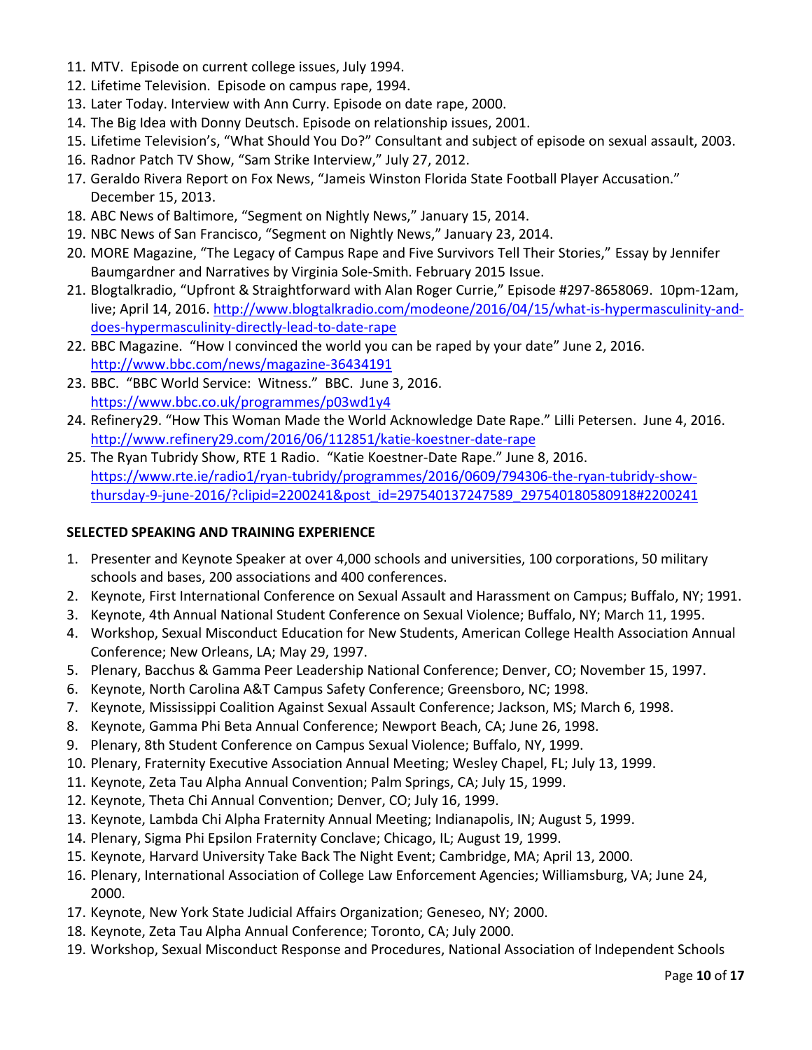11. MTV. Episode on current college issues, July 1994.
12. Lifetime Television. Episode on campus rape, 1994.
13. Later Today. Interview with Ann Curry. Episode on date rape, 2000.
14. The Big Idea with Donny Deutsch. Episode on relationship issues, 2001.
15. Lifetime Television's, "What Should You Do?" Consultant and subject of episode on sexual assault, 2003.
16. Radnor Patch TV Show, "Sam Strike Interview," July 27, 2012.
17. Geraldo Rivera Report on Fox News, "Jameis Winston Florida State Football Player Accusation." December 15, 2013.
18. ABC News of Baltimore, "Segment on Nightly News," January 15, 2014.
19. NBC News of San Francisco, "Segment on Nightly News," January 23, 2014.
20. MORE Magazine, "The Legacy of Campus Rape and Five Survivors Tell Their Stories," Essay by Jennifer Baumgardner and Narratives by Virginia Sole-Smith. February 2015 Issue.
21. Blogtalkradio, "Upfront & Straightforward with Alan Roger Currie," Episode #297-8658069. 10pm-12am, live; April 14, 2016. http://www.blogtalkradio.com/modeone/2016/04/15/what-is-hypermasculinity-and-does-hypermasculinity-directly-lead-to-date-rape
22. BBC Magazine. "How I convinced the world you can be raped by your date" June 2, 2016. http://www.bbc.com/news/magazine-36434191
23. BBC. "BBC World Service: Witness." BBC. June 3, 2016. https://www.bbc.co.uk/programmes/p03wd1y4
24. Refinery29. "How This Woman Made the World Acknowledge Date Rape." Lilli Petersen. June 4, 2016. http://www.refinery29.com/2016/06/112851/katie-koestner-date-rape
25. The Ryan Tubridy Show, RTE 1 Radio. "Katie Koestner-Date Rape." June 8, 2016. https://www.rte.ie/radio1/ryan-tubridy/programmes/2016/0609/794306-the-ryan-tubridy-show-thursday-9-june-2016/?clipid=2200241&post_id=297540137247589_297540180580918#2200241

**SELECTED SPEAKING AND TRAINING EXPERIENCE**

1. Presenter and Keynote Speaker at over 4,000 schools and universities, 100 corporations, 50 military schools and bases, 200 associations and 400 conferences.
2. Keynote, First International Conference on Sexual Assault and Harassment on Campus; Buffalo, NY; 1991.
3. Keynote, 4th Annual National Student Conference on Sexual Violence; Buffalo, NY; March 11, 1995.
4. Workshop, Sexual Misconduct Education for New Students, American College Health Association Annual Conference; New Orleans, LA; May 29, 1997.
5. Plenary, Bacchus & Gamma Peer Leadership National Conference; Denver, CO; November 15, 1997.
6. Keynote, North Carolina A&T Campus Safety Conference; Greensboro, NC; 1998.
7. Keynote, Mississippi Coalition Against Sexual Assault Conference; Jackson, MS; March 6, 1998.
8. Keynote, Gamma Phi Beta Annual Conference; Newport Beach, CA; June 26, 1998.
9. Plenary, 8th Student Conference on Campus Sexual Violence; Buffalo, NY, 1999.
10. Plenary, Fraternity Executive Association Annual Meeting; Wesley Chapel, FL; July 13, 1999.
11. Keynote, Zeta Tau Alpha Annual Convention; Palm Springs, CA; July 15, 1999.
12. Keynote, Theta Chi Annual Convention; Denver, CO; July 16, 1999.
13. Keynote, Lambda Chi Alpha Fraternity Annual Meeting; Indianapolis, IN; August 5, 1999.
14. Plenary, Sigma Phi Epsilon Fraternity Conclave; Chicago, IL; August 19, 1999.
15. Keynote, Harvard University Take Back The Night Event; Cambridge, MA; April 13, 2000.
16. Plenary, International Association of College Law Enforcement Agencies; Williamsburg, VA; June 24, 2000.
17. Keynote, New York State Judicial Affairs Organization; Geneseo, NY; 2000.
18. Keynote, Zeta Tau Alpha Annual Conference; Toronto, CA; July 2000.
19. Workshop, Sexual Misconduct Response and Procedures, National Association of Independent Schools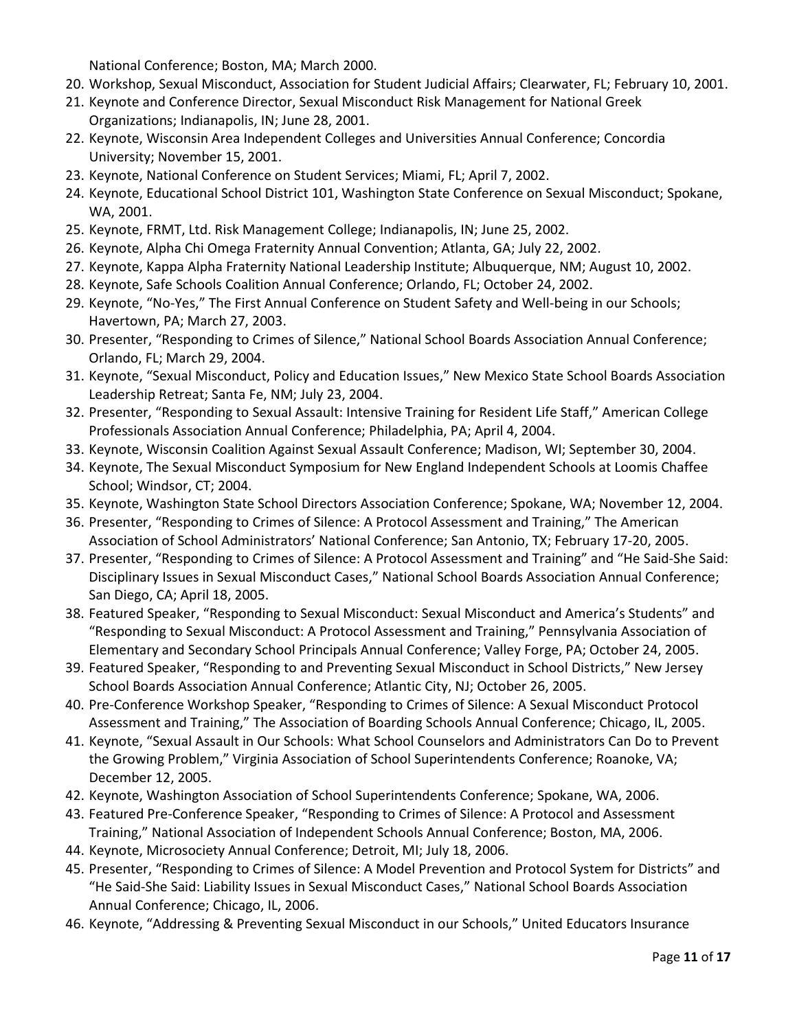National Conference; Boston, MA; March 2000.

20. Workshop, Sexual Misconduct, Association for Student Judicial Affairs; Clearwater, FL; February 10, 2001.
21. Keynote and Conference Director, Sexual Misconduct Risk Management for National Greek Organizations; Indianapolis, IN; June 28, 2001.
22. Keynote, Wisconsin Area Independent Colleges and Universities Annual Conference; Concordia University; November 15, 2001.
23. Keynote, National Conference on Student Services; Miami, FL; April 7, 2002.
24. Keynote, Educational School District 101, Washington State Conference on Sexual Misconduct; Spokane, WA, 2001.
25. Keynote, FRMT, Ltd. Risk Management College; Indianapolis, IN; June 25, 2002.
26. Keynote, Alpha Chi Omega Fraternity Annual Convention; Atlanta, GA; July 22, 2002.
27. Keynote, Kappa Alpha Fraternity National Leadership Institute; Albuquerque, NM; August 10, 2002.
28. Keynote, Safe Schools Coalition Annual Conference; Orlando, FL; October 24, 2002.
29. Keynote, "No-Yes," The First Annual Conference on Student Safety and Well-being in our Schools; Havertown, PA; March 27, 2003.
30. Presenter, "Responding to Crimes of Silence," National School Boards Association Annual Conference; Orlando, FL; March 29, 2004.
31. Keynote, "Sexual Misconduct, Policy and Education Issues," New Mexico State School Boards Association Leadership Retreat; Santa Fe, NM; July 23, 2004.
32. Presenter, "Responding to Sexual Assault: Intensive Training for Resident Life Staff," American College Professionals Association Annual Conference; Philadelphia, PA; April 4, 2004.
33. Keynote, Wisconsin Coalition Against Sexual Assault Conference; Madison, WI; September 30, 2004.
34. Keynote, The Sexual Misconduct Symposium for New England Independent Schools at Loomis Chaffee School; Windsor, CT; 2004.
35. Keynote, Washington State School Directors Association Conference; Spokane, WA; November 12, 2004.
36. Presenter, "Responding to Crimes of Silence: A Protocol Assessment and Training," The American Association of School Administrators' National Conference; San Antonio, TX; February 17-20, 2005.
37. Presenter, "Responding to Crimes of Silence: A Protocol Assessment and Training" and "He Said-She Said: Disciplinary Issues in Sexual Misconduct Cases," National School Boards Association Annual Conference; San Diego, CA; April 18, 2005.
38. Featured Speaker, "Responding to Sexual Misconduct: Sexual Misconduct and America's Students" and "Responding to Sexual Misconduct: A Protocol Assessment and Training," Pennsylvania Association of Elementary and Secondary School Principals Annual Conference; Valley Forge, PA; October 24, 2005.
39. Featured Speaker, "Responding to and Preventing Sexual Misconduct in School Districts," New Jersey School Boards Association Annual Conference; Atlantic City, NJ; October 26, 2005.
40. Pre-Conference Workshop Speaker, "Responding to Crimes of Silence: A Sexual Misconduct Protocol Assessment and Training," The Association of Boarding Schools Annual Conference; Chicago, IL, 2005.
41. Keynote, "Sexual Assault in Our Schools: What School Counselors and Administrators Can Do to Prevent the Growing Problem," Virginia Association of School Superintendents Conference; Roanoke, VA; December 12, 2005.
42. Keynote, Washington Association of School Superintendents Conference; Spokane, WA, 2006.
43. Featured Pre-Conference Speaker, "Responding to Crimes of Silence: A Protocol and Assessment Training," National Association of Independent Schools Annual Conference; Boston, MA, 2006.
44. Keynote, Microsociety Annual Conference; Detroit, MI; July 18, 2006.
45. Presenter, "Responding to Crimes of Silence: A Model Prevention and Protocol System for Districts" and "He Said-She Said: Liability Issues in Sexual Misconduct Cases," National School Boards Association Annual Conference; Chicago, IL, 2006.
46. Keynote, "Addressing & Preventing Sexual Misconduct in our Schools," United Educators Insurance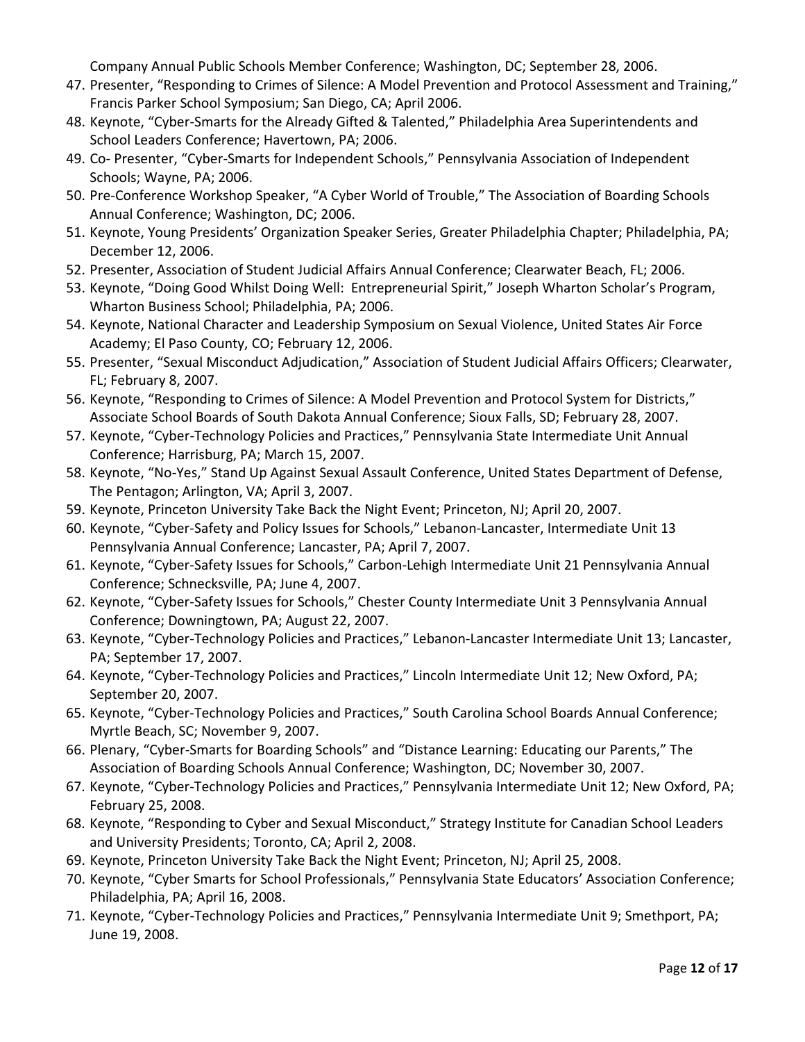Company Annual Public Schools Member Conference; Washington, DC; September 28, 2006.

47. Presenter, "Responding to Crimes of Silence: A Model Prevention and Protocol Assessment and Training," Francis Parker School Symposium; San Diego, CA; April 2006.
48. Keynote, "Cyber-Smarts for the Already Gifted & Talented," Philadelphia Area Superintendents and School Leaders Conference; Havertown, PA; 2006.
49. Co- Presenter, "Cyber-Smarts for Independent Schools," Pennsylvania Association of Independent Schools; Wayne, PA; 2006.
50. Pre-Conference Workshop Speaker, "A Cyber World of Trouble," The Association of Boarding Schools Annual Conference; Washington, DC; 2006.
51. Keynote, Young Presidents' Organization Speaker Series, Greater Philadelphia Chapter; Philadelphia, PA; December 12, 2006.
52. Presenter, Association of Student Judicial Affairs Annual Conference; Clearwater Beach, FL; 2006.
53. Keynote, "Doing Good Whilst Doing Well: Entrepreneurial Spirit," Joseph Wharton Scholar's Program, Wharton Business School; Philadelphia, PA; 2006.
54. Keynote, National Character and Leadership Symposium on Sexual Violence, United States Air Force Academy; El Paso County, CO; February 12, 2006.
55. Presenter, "Sexual Misconduct Adjudication," Association of Student Judicial Affairs Officers; Clearwater, FL; February 8, 2007.
56. Keynote, "Responding to Crimes of Silence: A Model Prevention and Protocol System for Districts," Associate School Boards of South Dakota Annual Conference; Sioux Falls, SD; February 28, 2007.
57. Keynote, "Cyber-Technology Policies and Practices," Pennsylvania State Intermediate Unit Annual Conference; Harrisburg, PA; March 15, 2007.
58. Keynote, "No-Yes," Stand Up Against Sexual Assault Conference, United States Department of Defense, The Pentagon; Arlington, VA; April 3, 2007.
59. Keynote, Princeton University Take Back the Night Event; Princeton, NJ; April 20, 2007.
60. Keynote, "Cyber-Safety and Policy Issues for Schools," Lebanon-Lancaster, Intermediate Unit 13 Pennsylvania Annual Conference; Lancaster, PA; April 7, 2007.
61. Keynote, "Cyber-Safety Issues for Schools," Carbon-Lehigh Intermediate Unit 21 Pennsylvania Annual Conference; Schnecksville, PA; June 4, 2007.
62. Keynote, "Cyber-Safety Issues for Schools," Chester County Intermediate Unit 3 Pennsylvania Annual Conference; Downingtown, PA; August 22, 2007.
63. Keynote, "Cyber-Technology Policies and Practices," Lebanon-Lancaster Intermediate Unit 13; Lancaster, PA; September 17, 2007.
64. Keynote, "Cyber-Technology Policies and Practices," Lincoln Intermediate Unit 12; New Oxford, PA; September 20, 2007.
65. Keynote, "Cyber-Technology Policies and Practices," South Carolina School Boards Annual Conference; Myrtle Beach, SC; November 9, 2007.
66. Plenary, "Cyber-Smarts for Boarding Schools" and "Distance Learning: Educating our Parents," The Association of Boarding Schools Annual Conference; Washington, DC; November 30, 2007.
67. Keynote, "Cyber-Technology Policies and Practices," Pennsylvania Intermediate Unit 12; New Oxford, PA; February 25, 2008.
68. Keynote, "Responding to Cyber and Sexual Misconduct," Strategy Institute for Canadian School Leaders and University Presidents; Toronto, CA; April 2, 2008.
69. Keynote, Princeton University Take Back the Night Event; Princeton, NJ; April 25, 2008.
70. Keynote, "Cyber Smarts for School Professionals," Pennsylvania State Educators' Association Conference; Philadelphia, PA; April 16, 2008.
71. Keynote, "Cyber-Technology Policies and Practices," Pennsylvania Intermediate Unit 9; Smethport, PA; June 19, 2008.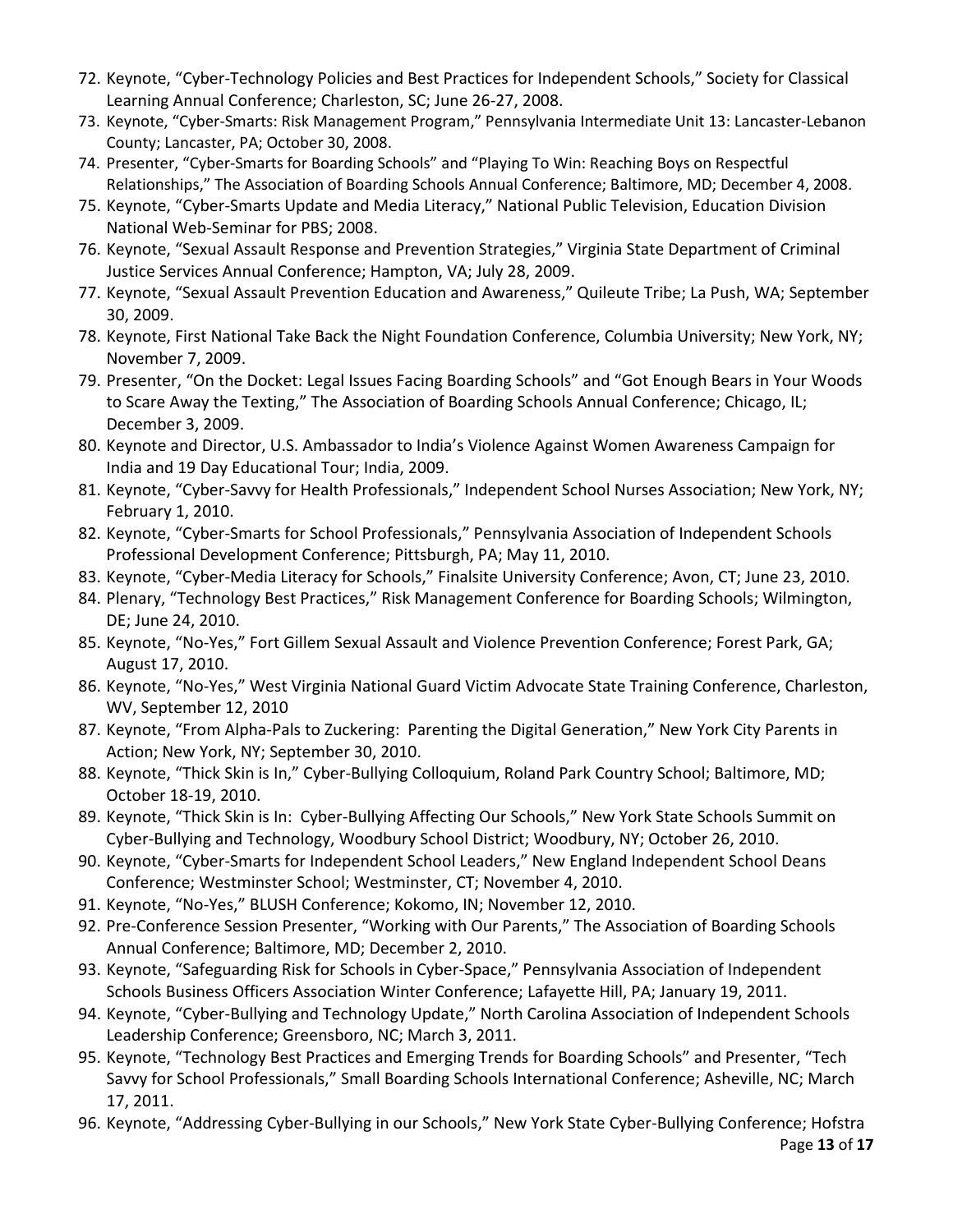72. Keynote, “Cyber-Technology Policies and Best Practices for Independent Schools,” Society for Classical Learning Annual Conference; Charleston, SC; June 26-27, 2008.
73. Keynote, “Cyber-Smarts: Risk Management Program,” Pennsylvania Intermediate Unit 13: Lancaster-Lebanon County; Lancaster, PA; October 30, 2008.
74. Presenter, “Cyber-Smarts for Boarding Schools” and “Playing To Win: Reaching Boys on Respectful Relationships,” The Association of Boarding Schools Annual Conference; Baltimore, MD; December 4, 2008.
75. Keynote, “Cyber-Smarts Update and Media Literacy,” National Public Television, Education Division National Web-Seminar for PBS; 2008.
76. Keynote, “Sexual Assault Response and Prevention Strategies,” Virginia State Department of Criminal Justice Services Annual Conference; Hampton, VA; July 28, 2009.
77. Keynote, “Sexual Assault Prevention Education and Awareness,” Quileute Tribe; La Push, WA; September 30, 2009.
78. Keynote, First National Take Back the Night Foundation Conference, Columbia University; New York, NY; November 7, 2009.
79. Presenter, “On the Docket: Legal Issues Facing Boarding Schools” and “Got Enough Bears in Your Woods to Scare Away the Texting,” The Association of Boarding Schools Annual Conference; Chicago, IL; December 3, 2009.
80. Keynote and Director, U.S. Ambassador to India’s Violence Against Women Awareness Campaign for India and 19 Day Educational Tour; India, 2009.
81. Keynote, “Cyber-Savvy for Health Professionals,” Independent School Nurses Association; New York, NY; February 1, 2010.
82. Keynote, “Cyber-Smarts for School Professionals,” Pennsylvania Association of Independent Schools Professional Development Conference; Pittsburgh, PA; May 11, 2010.
83. Keynote, “Cyber-Media Literacy for Schools,” Finalsite University Conference; Avon, CT; June 23, 2010.
84. Plenary, “Technology Best Practices,” Risk Management Conference for Boarding Schools; Wilmington, DE; June 24, 2010.
85. Keynote, “No-Yes,” Fort Gillem Sexual Assault and Violence Prevention Conference; Forest Park, GA; August 17, 2010.
86. Keynote, “No-Yes,” West Virginia National Guard Victim Advocate State Training Conference, Charleston, WV, September 12, 2010
87. Keynote, “From Alpha-Pals to Zuckering: Parenting the Digital Generation,” New York City Parents in Action; New York, NY; September 30, 2010.
88. Keynote, “Thick Skin is In,” Cyber-Bullying Colloquium, Roland Park Country School; Baltimore, MD; October 18-19, 2010.
89. Keynote, “Thick Skin is In: Cyber-Bullying Affecting Our Schools,” New York State Schools Summit on Cyber-Bullying and Technology, Woodbury School District; Woodbury, NY; October 26, 2010.
90. Keynote, “Cyber-Smarts for Independent School Leaders,” New England Independent School Deans Conference; Westminster School; Westminster, CT; November 4, 2010.
91. Keynote, “No-Yes,” BLUSH Conference; Kokomo, IN; November 12, 2010.
92. Pre-Conference Session Presenter, “Working with Our Parents,” The Association of Boarding Schools Annual Conference; Baltimore, MD; December 2, 2010.
93. Keynote, “Safeguarding Risk for Schools in Cyber-Space,” Pennsylvania Association of Independent Schools Business Officers Association Winter Conference; Lafayette Hill, PA; January 19, 2011.
94. Keynote, “Cyber-Bullying and Technology Update,” North Carolina Association of Independent Schools Leadership Conference; Greensboro, NC; March 3, 2011.
95. Keynote, “Technology Best Practices and Emerging Trends for Boarding Schools” and Presenter, “Tech Savvy for School Professionals,” Small Boarding Schools International Conference; Asheville, NC; March 17, 2011.
96. Keynote, “Addressing Cyber-Bullying in our Schools,” New York State Cyber-Bullying Conference; Hofstra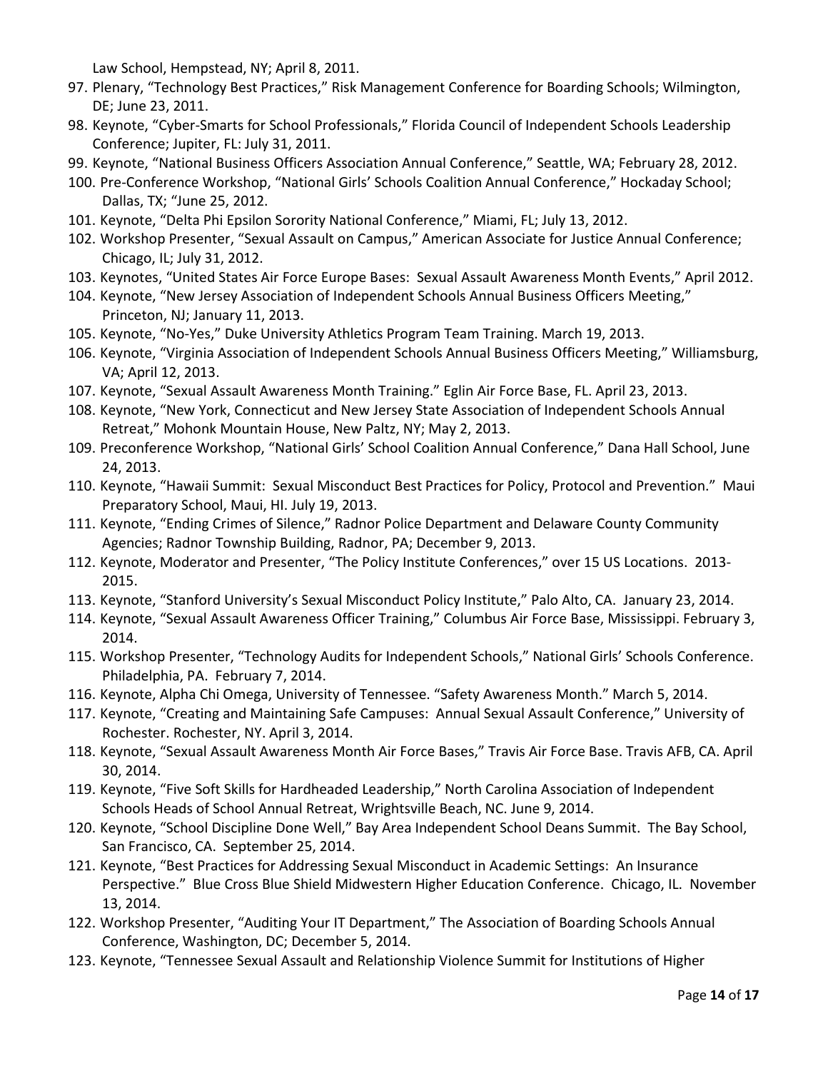Law School, Hempstead, NY; April 8, 2011.

97. Plenary, "Technology Best Practices," Risk Management Conference for Boarding Schools; Wilmington, DE; June 23, 2011.
98. Keynote, "Cyber-Smarts for School Professionals," Florida Council of Independent Schools Leadership Conference; Jupiter, FL: July 31, 2011.
99. Keynote, "National Business Officers Association Annual Conference," Seattle, WA; February 28, 2012.
100. Pre-Conference Workshop, "National Girls' Schools Coalition Annual Conference," Hockaday School; Dallas, TX; "June 25, 2012.
101. Keynote, "Delta Phi Epsilon Sorority National Conference," Miami, FL; July 13, 2012.
102. Workshop Presenter, "Sexual Assault on Campus," American Associate for Justice Annual Conference; Chicago, IL; July 31, 2012.
103. Keynotes, "United States Air Force Europe Bases: Sexual Assault Awareness Month Events," April 2012.
104. Keynote, "New Jersey Association of Independent Schools Annual Business Officers Meeting," Princeton, NJ; January 11, 2013.
105. Keynote, "No-Yes," Duke University Athletics Program Team Training. March 19, 2013.
106. Keynote, "Virginia Association of Independent Schools Annual Business Officers Meeting," Williamsburg, VA; April 12, 2013.
107. Keynote, "Sexual Assault Awareness Month Training." Eglin Air Force Base, FL. April 23, 2013.
108. Keynote, "New York, Connecticut and New Jersey State Association of Independent Schools Annual Retreat," Mohonk Mountain House, New Paltz, NY; May 2, 2013.
109. Preconference Workshop, "National Girls' School Coalition Annual Conference," Dana Hall School, June 24, 2013.
110. Keynote, "Hawaii Summit: Sexual Misconduct Best Practices for Policy, Protocol and Prevention." Maui Preparatory School, Maui, HI. July 19, 2013.
111. Keynote, "Ending Crimes of Silence," Radnor Police Department and Delaware County Community Agencies; Radnor Township Building, Radnor, PA; December 9, 2013.
112. Keynote, Moderator and Presenter, "The Policy Institute Conferences," over 15 US Locations. 2013-2015.
113. Keynote, "Stanford University's Sexual Misconduct Policy Institute," Palo Alto, CA. January 23, 2014.
114. Keynote, "Sexual Assault Awareness Officer Training," Columbus Air Force Base, Mississippi. February 3, 2014.
115. Workshop Presenter, "Technology Audits for Independent Schools," National Girls' Schools Conference. Philadelphia, PA. February 7, 2014.
116. Keynote, Alpha Chi Omega, University of Tennessee. "Safety Awareness Month." March 5, 2014.
117. Keynote, "Creating and Maintaining Safe Campuses: Annual Sexual Assault Conference," University of Rochester. Rochester, NY. April 3, 2014.
118. Keynote, "Sexual Assault Awareness Month Air Force Bases," Travis Air Force Base. Travis AFB, CA. April 30, 2014.
119. Keynote, "Five Soft Skills for Hardheaded Leadership," North Carolina Association of Independent Schools Heads of School Annual Retreat, Wrightsville Beach, NC. June 9, 2014.
120. Keynote, "School Discipline Done Well," Bay Area Independent School Deans Summit. The Bay School, San Francisco, CA. September 25, 2014.
121. Keynote, "Best Practices for Addressing Sexual Misconduct in Academic Settings: An Insurance Perspective." Blue Cross Blue Shield Midwestern Higher Education Conference. Chicago, IL. November 13, 2014.
122. Workshop Presenter, "Auditing Your IT Department," The Association of Boarding Schools Annual Conference, Washington, DC; December 5, 2014.
123. Keynote, "Tennessee Sexual Assault and Relationship Violence Summit for Institutions of Higher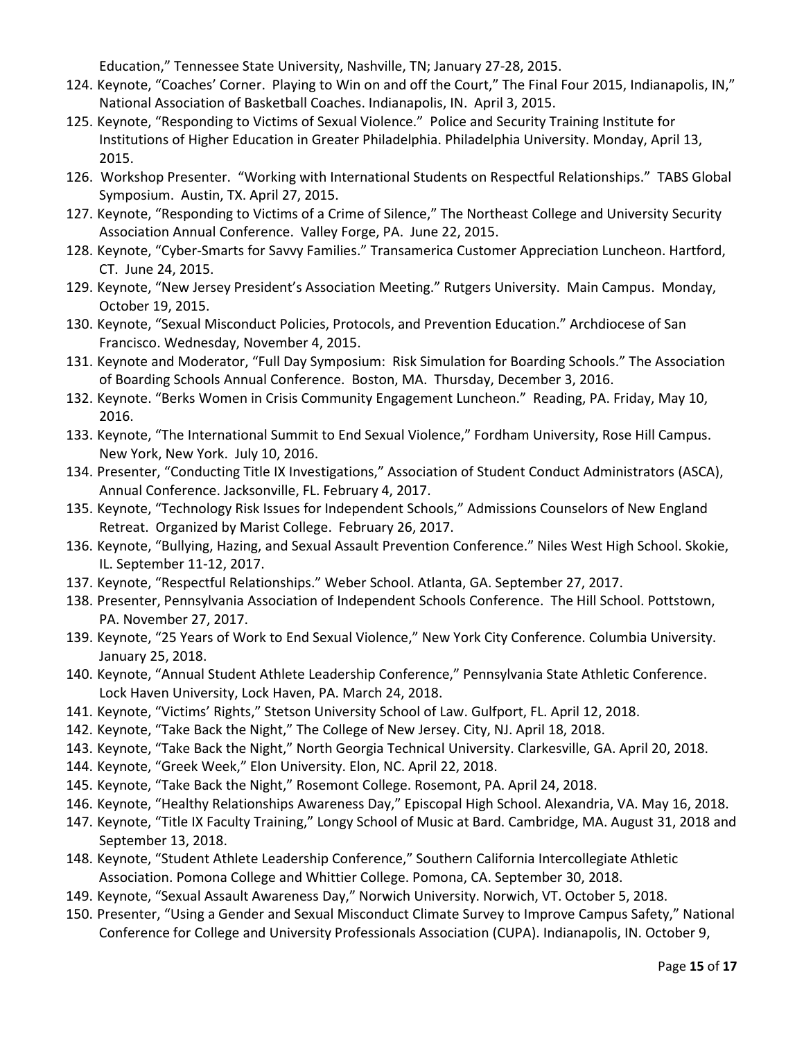Education," Tennessee State University, Nashville, TN; January 27-28, 2015.

124. Keynote, "Coaches' Corner. Playing to Win on and off the Court," The Final Four 2015, Indianapolis, IN," National Association of Basketball Coaches. Indianapolis, IN. April 3, 2015.
125. Keynote, "Responding to Victims of Sexual Violence." Police and Security Training Institute for Institutions of Higher Education in Greater Philadelphia. Philadelphia University. Monday, April 13, 2015.
126. Workshop Presenter. "Working with International Students on Respectful Relationships." TABS Global Symposium. Austin, TX. April 27, 2015.
127. Keynote, "Responding to Victims of a Crime of Silence," The Northeast College and University Security Association Annual Conference. Valley Forge, PA. June 22, 2015.
128. Keynote, "Cyber-Smarts for Savvy Families." Transamerica Customer Appreciation Luncheon. Hartford, CT. June 24, 2015.
129. Keynote, "New Jersey President's Association Meeting." Rutgers University. Main Campus. Monday, October 19, 2015.
130. Keynote, "Sexual Misconduct Policies, Protocols, and Prevention Education." Archdiocese of San Francisco. Wednesday, November 4, 2015.
131. Keynote and Moderator, "Full Day Symposium: Risk Simulation for Boarding Schools." The Association of Boarding Schools Annual Conference. Boston, MA. Thursday, December 3, 2016.
132. Keynote. "Berks Women in Crisis Community Engagement Luncheon." Reading, PA. Friday, May 10, 2016.
133. Keynote, "The International Summit to End Sexual Violence," Fordham University, Rose Hill Campus. New York, New York. July 10, 2016.
134. Presenter, "Conducting Title IX Investigations," Association of Student Conduct Administrators (ASCA), Annual Conference. Jacksonville, FL. February 4, 2017.
135. Keynote, "Technology Risk Issues for Independent Schools," Admissions Counselors of New England Retreat. Organized by Marist College. February 26, 2017.
136. Keynote, "Bullying, Hazing, and Sexual Assault Prevention Conference." Niles West High School. Skokie, IL. September 11-12, 2017.
137. Keynote, "Respectful Relationships." Weber School. Atlanta, GA. September 27, 2017.
138. Presenter, Pennsylvania Association of Independent Schools Conference. The Hill School. Pottstown, PA. November 27, 2017.
139. Keynote, "25 Years of Work to End Sexual Violence," New York City Conference. Columbia University. January 25, 2018.
140. Keynote, "Annual Student Athlete Leadership Conference," Pennsylvania State Athletic Conference. Lock Haven University, Lock Haven, PA. March 24, 2018.
141. Keynote, "Victims' Rights," Stetson University School of Law. Gulfport, FL. April 12, 2018.
142. Keynote, "Take Back the Night," The College of New Jersey. City, NJ. April 18, 2018.
143. Keynote, "Take Back the Night," North Georgia Technical University. Clarkesville, GA. April 20, 2018.
144. Keynote, "Greek Week," Elon University. Elon, NC. April 22, 2018.
145. Keynote, "Take Back the Night," Rosemont College. Rosemont, PA. April 24, 2018.
146. Keynote, "Healthy Relationships Awareness Day," Episcopal High School. Alexandria, VA. May 16, 2018.
147. Keynote, "Title IX Faculty Training," Longy School of Music at Bard. Cambridge, MA. August 31, 2018 and September 13, 2018.
148. Keynote, "Student Athlete Leadership Conference," Southern California Intercollegiate Athletic Association. Pomona College and Whittier College. Pomona, CA. September 30, 2018.
149. Keynote, "Sexual Assault Awareness Day," Norwich University. Norwich, VT. October 5, 2018.
150. Presenter, "Using a Gender and Sexual Misconduct Climate Survey to Improve Campus Safety," National Conference for College and University Professionals Association (CUPA). Indianapolis, IN. October 9,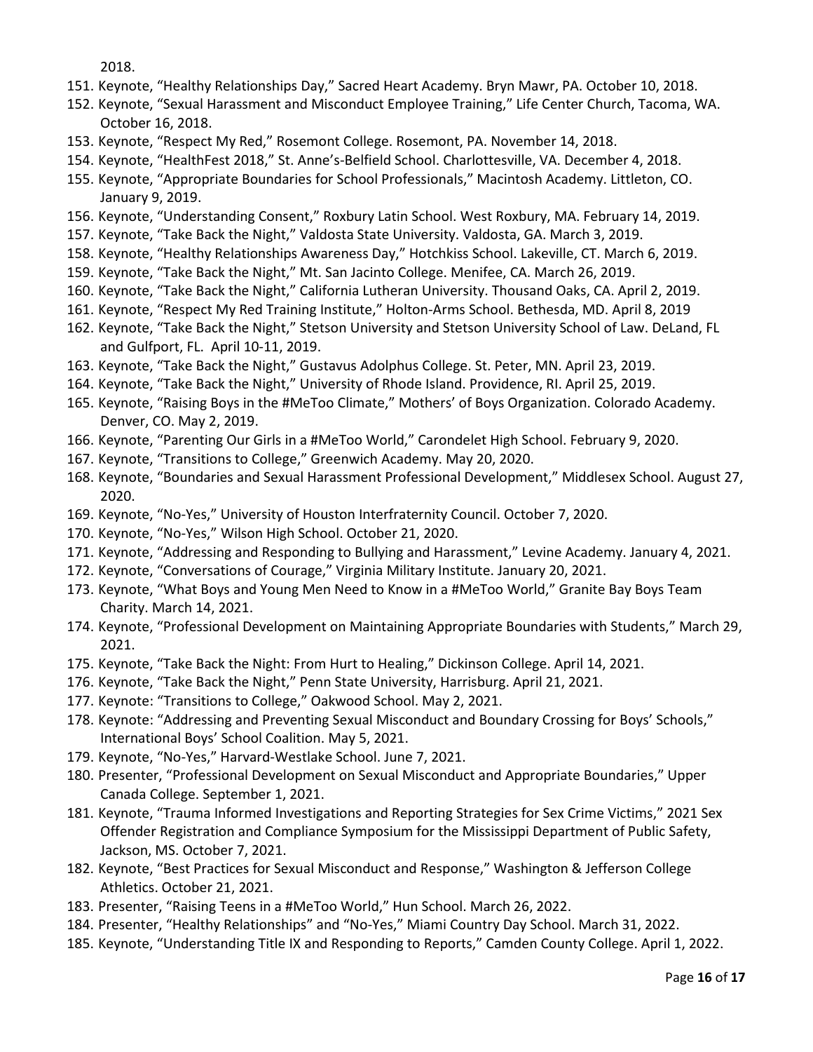2018.

151. Keynote, "Healthy Relationships Day," Sacred Heart Academy. Bryn Mawr, PA. October 10, 2018.
152. Keynote, "Sexual Harassment and Misconduct Employee Training," Life Center Church, Tacoma, WA. October 16, 2018.
153. Keynote, "Respect My Red," Rosemont College. Rosemont, PA. November 14, 2018.
154. Keynote, "HealthFest 2018," St. Anne's-Belfield School. Charlottesville, VA. December 4, 2018.
155. Keynote, "Appropriate Boundaries for School Professionals," Macintosh Academy. Littleton, CO. January 9, 2019.
156. Keynote, "Understanding Consent," Roxbury Latin School. West Roxbury, MA. February 14, 2019.
157. Keynote, "Take Back the Night," Valdosta State University. Valdosta, GA. March 3, 2019.
158. Keynote, "Healthy Relationships Awareness Day," Hotchkiss School. Lakeville, CT. March 6, 2019.
159. Keynote, "Take Back the Night," Mt. San Jacinto College. Menifee, CA. March 26, 2019.
160. Keynote, "Take Back the Night," California Lutheran University. Thousand Oaks, CA. April 2, 2019.
161. Keynote, "Respect My Red Training Institute," Holton-Arms School. Bethesda, MD. April 8, 2019
162. Keynote, "Take Back the Night," Stetson University and Stetson University School of Law. DeLand, FL and Gulfport, FL. April 10-11, 2019.
163. Keynote, "Take Back the Night," Gustavus Adolphus College. St. Peter, MN. April 23, 2019.
164. Keynote, "Take Back the Night," University of Rhode Island. Providence, RI. April 25, 2019.
165. Keynote, "Raising Boys in the #MeToo Climate," Mothers' of Boys Organization. Colorado Academy. Denver, CO. May 2, 2019.
166. Keynote, "Parenting Our Girls in a #MeToo World," Carondelet High School. February 9, 2020.
167. Keynote, "Transitions to College," Greenwich Academy. May 20, 2020.
168. Keynote, "Boundaries and Sexual Harassment Professional Development," Middlesex School. August 27, 2020.
169. Keynote, "No-Yes," University of Houston Interfraternity Council. October 7, 2020.
170. Keynote, "No-Yes," Wilson High School. October 21, 2020.
171. Keynote, "Addressing and Responding to Bullying and Harassment," Levine Academy. January 4, 2021.
172. Keynote, "Conversations of Courage," Virginia Military Institute. January 20, 2021.
173. Keynote, "What Boys and Young Men Need to Know in a #MeToo World," Granite Bay Boys Team Charity. March 14, 2021.
174. Keynote, "Professional Development on Maintaining Appropriate Boundaries with Students," March 29, 2021.
175. Keynote, "Take Back the Night: From Hurt to Healing," Dickinson College. April 14, 2021.
176. Keynote, "Take Back the Night," Penn State University, Harrisburg. April 21, 2021.
177. Keynote: "Transitions to College," Oakwood School. May 2, 2021.
178. Keynote: "Addressing and Preventing Sexual Misconduct and Boundary Crossing for Boys' Schools," International Boys' School Coalition. May 5, 2021.
179. Keynote, "No-Yes," Harvard-Westlake School. June 7, 2021.
180. Presenter, "Professional Development on Sexual Misconduct and Appropriate Boundaries," Upper Canada College. September 1, 2021.
181. Keynote, "Trauma Informed Investigations and Reporting Strategies for Sex Crime Victims," 2021 Sex Offender Registration and Compliance Symposium for the Mississippi Department of Public Safety, Jackson, MS. October 7, 2021.
182. Keynote, "Best Practices for Sexual Misconduct and Response," Washington & Jefferson College Athletics. October 21, 2021.
183. Presenter, "Raising Teens in a #MeToo World," Hun School. March 26, 2022.
184. Presenter, "Healthy Relationships" and "No-Yes," Miami Country Day School. March 31, 2022.
185. Keynote, "Understanding Title IX and Responding to Reports," Camden County College. April 1, 2022.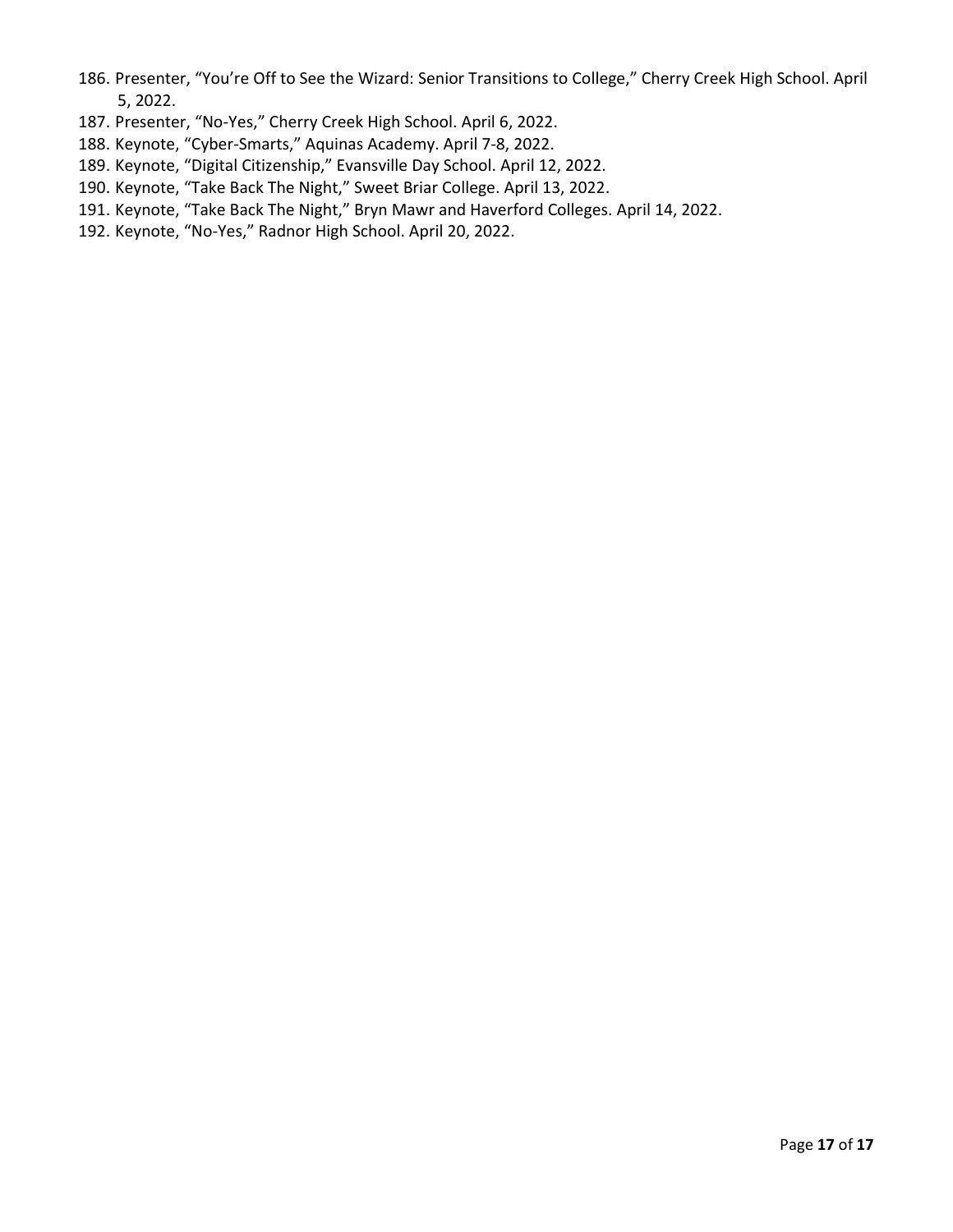186. Presenter, “You’re Off to See the Wizard: Senior Transitions to College,” Cherry Creek High School. April 5, 2022.
187. Presenter, “No-Yes,” Cherry Creek High School. April 6, 2022.
188. Keynote, “Cyber-Smarts,” Aquinas Academy. April 7-8, 2022.
189. Keynote, “Digital Citizenship,” Evansville Day School. April 12, 2022.
190. Keynote, “Take Back The Night,” Sweet Briar College. April 13, 2022.
191. Keynote, “Take Back The Night,” Bryn Mawr and Haverford Colleges. April 14, 2022.
192. Keynote, “No-Yes,” Radnor High School. April 20, 2022.